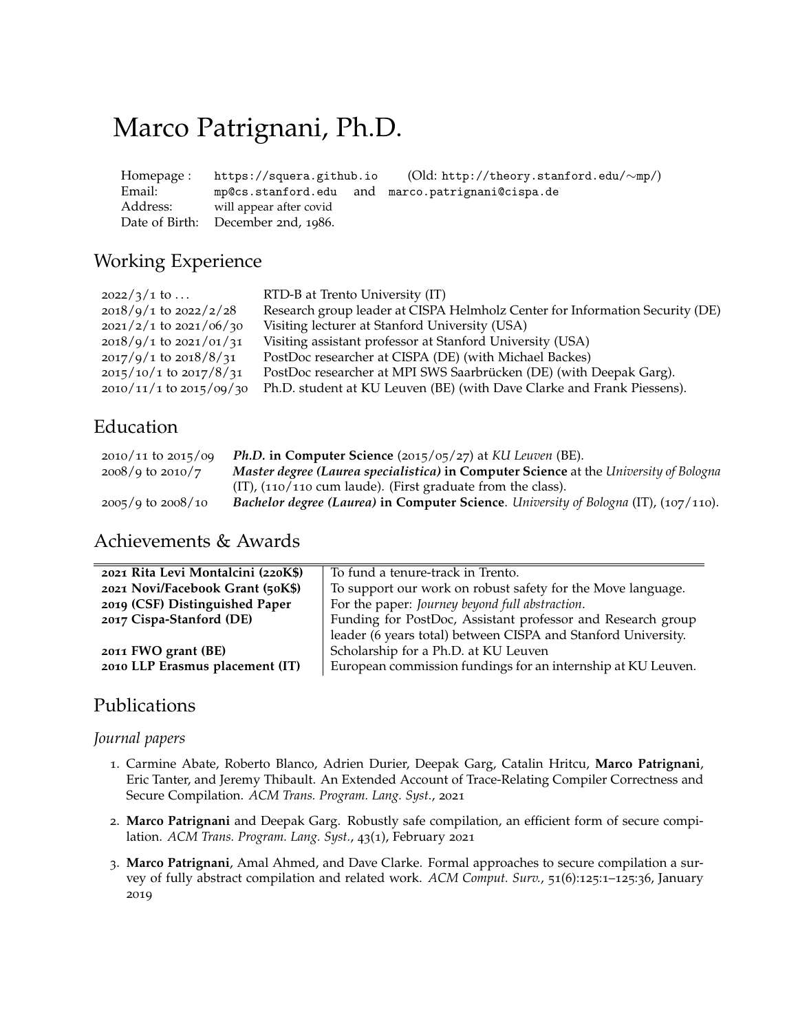# Marco Patrignani, Ph.D.

Homepage : https://squera.github.io (Old: http://theory.stanford.edu/~mp/)
Email: mp@cs.stanford.edu and marco.patrignani@cispa.de
Address: will appear after covid
Date of Birth: December 2nd, 1986.

## Working Experience

| | |
|---|---|
| 2022/3/1 to ... | RTD-B at Trento University (IT) |
| 2018/9/1 to 2022/2/28 | Research group leader at CISPA Helmholz Center for Information Security (DE) |
| 2021/2/1 to 2021/06/30 | Visiting lecturer at Stanford University (USA) |
| 2018/9/1 to 2021/01/31 | Visiting assistant professor at Stanford University (USA) |
| 2017/9/1 to 2018/8/31 | PostDoc researcher at CISPA (DE) (with Michael Backes) |
| 2015/10/1 to 2017/8/31 | PostDoc researcher at MPI SWS Saarbrücken (DE) (with Deepak Garg). |
| 2010/11/1 to 2015/09/30 | Ph.D. student at KU Leuven (BE) (with Dave Clarke and Frank Piessens). |

## Education

| | |
|---|---|
| 2010/11 to 2015/09 | ***Ph.D.*** **in Computer Science** (2015/05/27) at *KU Leuven* (BE). |
| 2008/9 to 2010/7 | ***Master degree (Laurea specialistica)*** **in Computer Science** at the *University of Bologna* (IT), (110/110 cum laude). (First graduate from the class). |
| 2005/9 to 2008/10 | ***Bachelor degree (Laurea)*** **in Computer Science**. *University of Bologna* (IT), (107/110). |

## Achievements & Awards

| | |
|---|---|
| **2021 Rita Levi Montalcini (220K$)** | To fund a tenure-track in Trento. |
| **2021 Novi/Facebook Grant (50K$)** | To support our work on robust safety for the Move language. |
| **2019 (CSF) Distinguished Paper** | For the paper: *Journey beyond full abstraction*. |
| **2017 Cispa-Stanford (DE)** | Funding for PostDoc, Assistant professor and Research group leader (6 years total) between CISPA and Stanford University. |
| **2011 FWO grant (BE)** | Scholarship for a Ph.D. at KU Leuven |
| **2010 LLP Erasmus placement (IT)** | European commission fundings for an internship at KU Leuven. |

## Publications

### *Journal papers*

1. Carmine Abate, Roberto Blanco, Adrien Durier, Deepak Garg, Catalin Hritcu, **Marco Patrignani**, Eric Tanter, and Jeremy Thibault. An Extended Account of Trace-Relating Compiler Correctness and Secure Compilation. *ACM Trans. Program. Lang. Syst.*, 2021

2. **Marco Patrignani** and Deepak Garg. Robustly safe compilation, an efficient form of secure compilation. *ACM Trans. Program. Lang. Syst.*, 43(1), February 2021

3. **Marco Patrignani**, Amal Ahmed, and Dave Clarke. Formal approaches to secure compilation a survey of fully abstract compilation and related work. *ACM Comput. Surv.*, 51(6):125:1–125:36, January 2019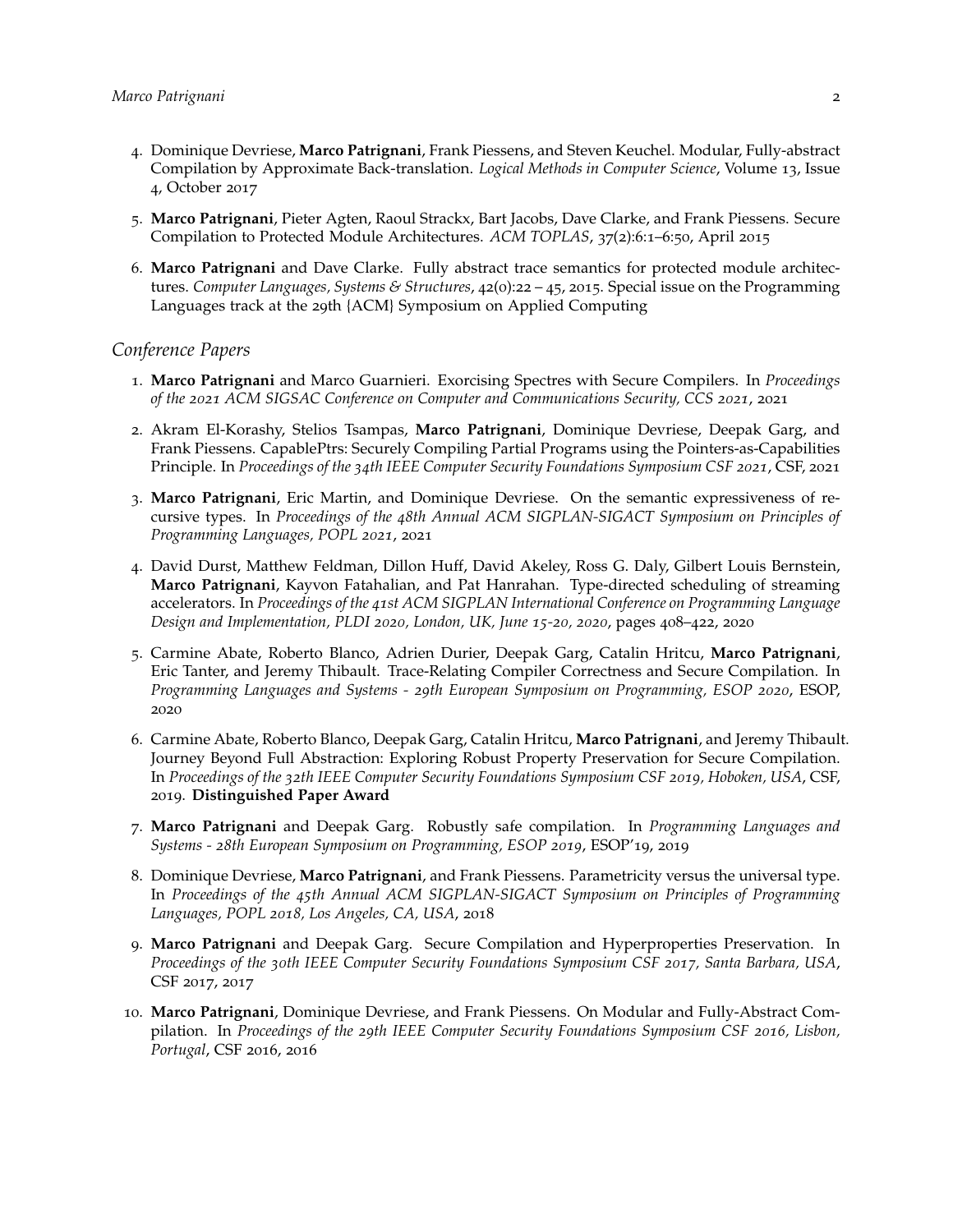4. Dominique Devriese, **Marco Patrignani**, Frank Piessens, and Steven Keuchel. Modular, Fully-abstract Compilation by Approximate Back-translation. *Logical Methods in Computer Science*, Volume 13, Issue 4, October 2017

5. **Marco Patrignani**, Pieter Agten, Raoul Strackx, Bart Jacobs, Dave Clarke, and Frank Piessens. Secure Compilation to Protected Module Architectures. *ACM TOPLAS*, 37(2):6:1–6:50, April 2015

6. **Marco Patrignani** and Dave Clarke. Fully abstract trace semantics for protected module architectures. *Computer Languages, Systems & Structures*, 42(0):22 – 45, 2015. Special issue on the Programming Languages track at the 29th {ACM} Symposium on Applied Computing

### Conference Papers

1. **Marco Patrignani** and Marco Guarnieri. Exorcising Spectres with Secure Compilers. In *Proceedings of the 2021 ACM SIGSAC Conference on Computer and Communications Security, CCS 2021*, 2021

2. Akram El-Korashy, Stelios Tsampas, **Marco Patrignani**, Dominique Devriese, Deepak Garg, and Frank Piessens. CapablePtrs: Securely Compiling Partial Programs using the Pointers-as-Capabilities Principle. In *Proceedings of the 34th IEEE Computer Security Foundations Symposium CSF 2021*, CSF, 2021

3. **Marco Patrignani**, Eric Martin, and Dominique Devriese. On the semantic expressiveness of recursive types. In *Proceedings of the 48th Annual ACM SIGPLAN-SIGACT Symposium on Principles of Programming Languages, POPL 2021*, 2021

4. David Durst, Matthew Feldman, Dillon Huff, David Akeley, Ross G. Daly, Gilbert Louis Bernstein, **Marco Patrignani**, Kayvon Fatahalian, and Pat Hanrahan. Type-directed scheduling of streaming accelerators. In *Proceedings of the 41st ACM SIGPLAN International Conference on Programming Language Design and Implementation, PLDI 2020, London, UK, June 15-20, 2020*, pages 408–422, 2020

5. Carmine Abate, Roberto Blanco, Adrien Durier, Deepak Garg, Catalin Hritcu, **Marco Patrignani**, Eric Tanter, and Jeremy Thibault. Trace-Relating Compiler Correctness and Secure Compilation. In *Programming Languages and Systems - 29th European Symposium on Programming, ESOP 2020*, ESOP, 2020

6. Carmine Abate, Roberto Blanco, Deepak Garg, Catalin Hritcu, **Marco Patrignani**, and Jeremy Thibault. Journey Beyond Full Abstraction: Exploring Robust Property Preservation for Secure Compilation. In *Proceedings of the 32th IEEE Computer Security Foundations Symposium CSF 2019, Hoboken, USA*, CSF, 2019. **Distinguished Paper Award**

7. **Marco Patrignani** and Deepak Garg. Robustly safe compilation. In *Programming Languages and Systems - 28th European Symposium on Programming, ESOP 2019*, ESOP'19, 2019

8. Dominique Devriese, **Marco Patrignani**, and Frank Piessens. Parametricity versus the universal type. In *Proceedings of the 45th Annual ACM SIGPLAN-SIGACT Symposium on Principles of Programming Languages, POPL 2018, Los Angeles, CA, USA*, 2018

9. **Marco Patrignani** and Deepak Garg. Secure Compilation and Hyperproperties Preservation. In *Proceedings of the 30th IEEE Computer Security Foundations Symposium CSF 2017, Santa Barbara, USA*, CSF 2017, 2017

10. **Marco Patrignani**, Dominique Devriese, and Frank Piessens. On Modular and Fully-Abstract Compilation. In *Proceedings of the 29th IEEE Computer Security Foundations Symposium CSF 2016, Lisbon, Portugal*, CSF 2016, 2016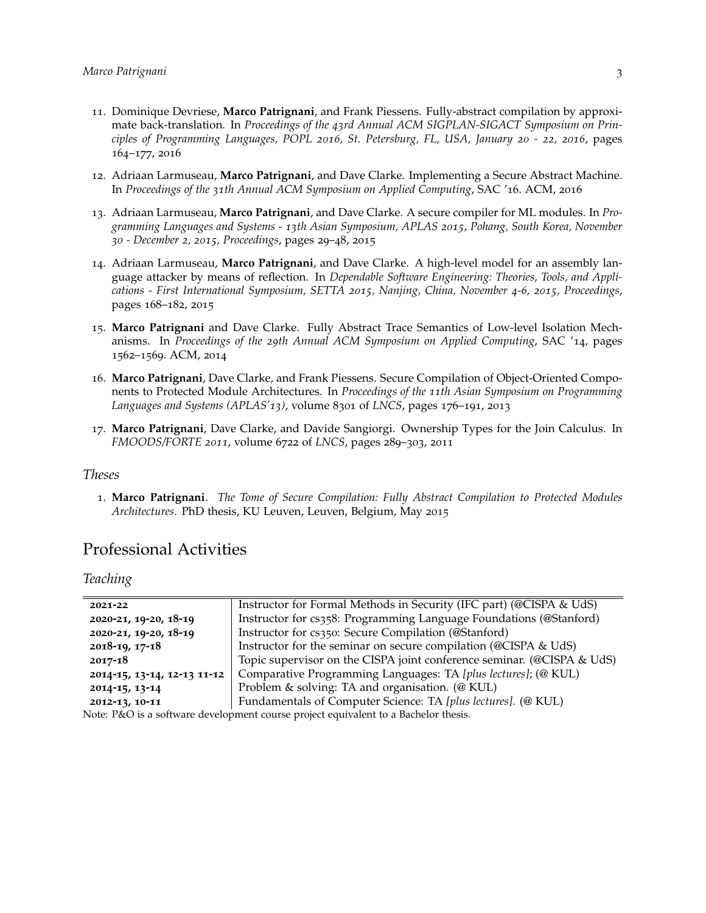11. Dominique Devriese, **Marco Patrignani**, and Frank Piessens. Fully-abstract compilation by approximate back-translation. In *Proceedings of the 43rd Annual ACM SIGPLAN-SIGACT Symposium on Principles of Programming Languages, POPL 2016, St. Petersburg, FL, USA, January 20 - 22, 2016*, pages 164–177, 2016

12. Adriaan Larmuseau, **Marco Patrignani**, and Dave Clarke. Implementing a Secure Abstract Machine. In *Proceedings of the 31th Annual ACM Symposium on Applied Computing*, SAC '16. ACM, 2016

13. Adriaan Larmuseau, **Marco Patrignani**, and Dave Clarke. A secure compiler for ML modules. In *Programming Languages and Systems - 13th Asian Symposium, APLAS 2015, Pohang, South Korea, November 30 - December 2, 2015, Proceedings*, pages 29–48, 2015

14. Adriaan Larmuseau, **Marco Patrignani**, and Dave Clarke. A high-level model for an assembly language attacker by means of reflection. In *Dependable Software Engineering: Theories, Tools, and Applications - First International Symposium, SETTA 2015, Nanjing, China, November 4-6, 2015, Proceedings*, pages 168–182, 2015

15. **Marco Patrignani** and Dave Clarke. Fully Abstract Trace Semantics of Low-level Isolation Mechanisms. In *Proceedings of the 29th Annual ACM Symposium on Applied Computing*, SAC '14, pages 1562–1569. ACM, 2014

16. **Marco Patrignani**, Dave Clarke, and Frank Piessens. Secure Compilation of Object-Oriented Components to Protected Module Architectures. In *Proceedings of the 11th Asian Symposium on Programming Languages and Systems (APLAS'13)*, volume 8301 of *LNCS*, pages 176–191, 2013

17. **Marco Patrignani**, Dave Clarke, and Davide Sangiorgi. Ownership Types for the Join Calculus. In *FMOODS/FORTE 2011*, volume 6722 of *LNCS*, pages 289–303, 2011

### *Theses*

1. **Marco Patrignani**. *The Tome of Secure Compilation: Fully Abstract Compilation to Protected Modules Architectures*. PhD thesis, KU Leuven, Leuven, Belgium, May 2015

## Professional Activities

### *Teaching*

| | |
|---|---|
| **2021-22** | Instructor for Formal Methods in Security (IFC part) (@CISPA & UdS) |
| **2020-21, 19-20, 18-19** | Instructor for cs358: Programming Language Foundations (@Stanford) |
| **2020-21, 19-20, 18-19** | Instructor for cs350: Secure Compilation (@Stanford) |
| **2018-19, 17-18** | Instructor for the seminar on secure compilation (@CISPA & UdS) |
| **2017-18** | Topic supervisor on the CISPA joint conference seminar. (@CISPA & UdS) |
| **2014-15, 13-14, 12-13 11-12** | Comparative Programming Languages: TA *[plus lectures]*; (@ KUL) |
| **2014-15, 13-14** | Problem & solving: TA and organisation. (@ KUL) |
| **2012-13, 10-11** | Fundamentals of Computer Science: TA *[plus lectures]*. (@ KUL) |

Note: P&O is a software development course project equivalent to a Bachelor thesis.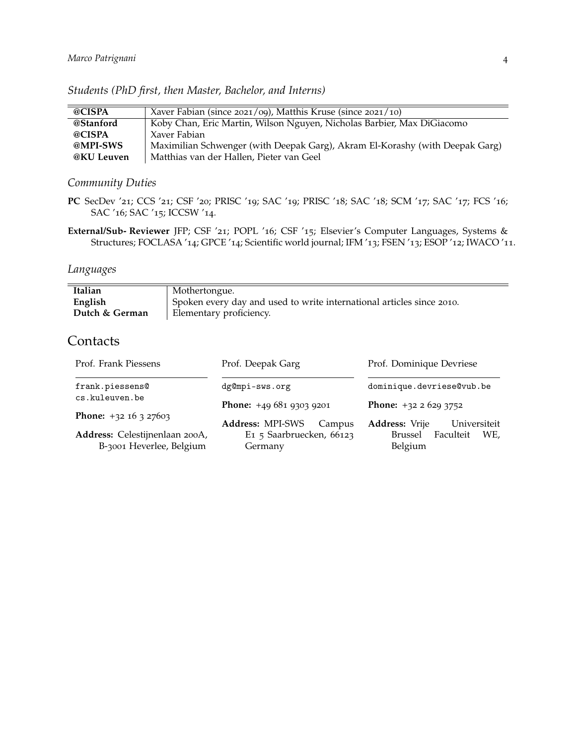### *Students (PhD first, then Master, Bachelor, and Interns)*

| | |
|---|---|
| **@CISPA** | Xaver Fabian (since 2021/09), Matthis Kruse (since 2021/10) |
| **@Stanford** | Koby Chan, Eric Martin, Wilson Nguyen, Nicholas Barbier, Max DiGiacomo |
| **@CISPA** | Xaver Fabian |
| **@MPI-SWS** | Maximilian Schwenger (with Deepak Garg), Akram El-Korashy (with Deepak Garg) |
| **@KU Leuven** | Matthias van der Hallen, Pieter van Geel |

### *Community Duties*

**PC** SecDev '21; CCS '21; CSF '20; PRISC '19; SAC '19; PRISC '18; SAC '18; SCM '17; SAC '17; FCS '16; SAC '16; SAC '15; ICCSW '14.

**External/Sub- Reviewer** JFP; CSF '21; POPL '16; CSF '15; Elsevier's Computer Languages, Systems & Structures; FOCLASA '14; GPCE '14; Scientific world journal; IFM '13; FSEN '13; ESOP '12; IWACO '11.

### *Languages*

| | |
|---|---|
| **Italian** | Mothertongue. |
| **English** | Spoken every day and used to write international articles since 2010. |
| **Dutch & German** | Elementary proficiency. |

## Contacts

Prof. Frank Piessens

frank.piessens@cs.kuleuven.be

**Phone:** +32 16 3 27603

**Address:** Celestijnenlaan 200A, B-3001 Heverlee, Belgium

Prof. Deepak Garg

dg@mpi-sws.org

**Phone:** +49 681 9303 9201

**Address:** MPI-SWS Campus E1 5 Saarbruecken, 66123 Germany

Prof. Dominique Devriese

dominique.devriese@vub.be

**Phone:** +32 2 629 3752

**Address:** Vrije Universiteit Brussel Faculteit WE, Belgium